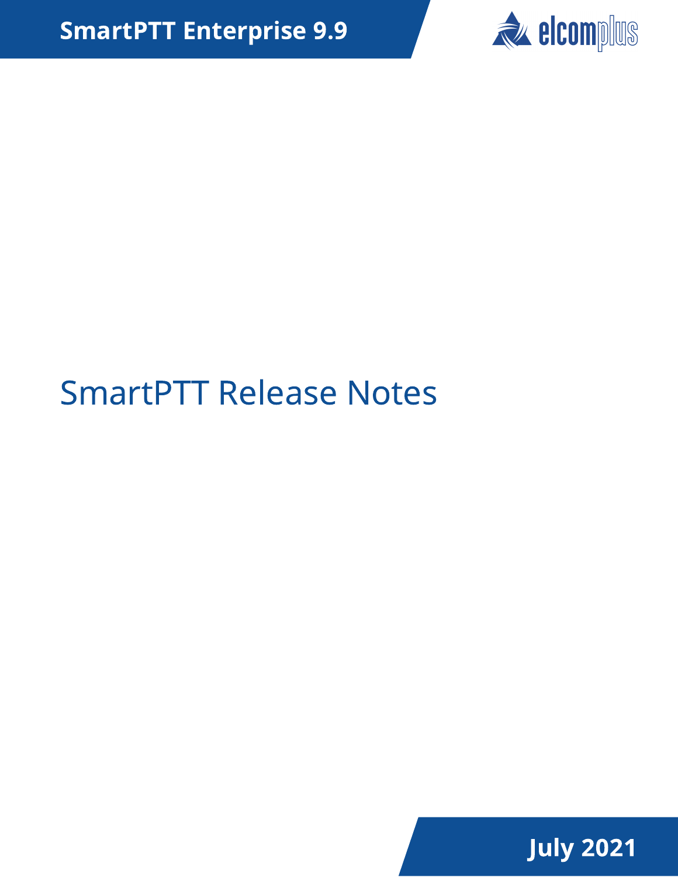**SmartPTT Enterprise 9.9**

elcomplus

# SmartPTT Release Notes

**July 2021**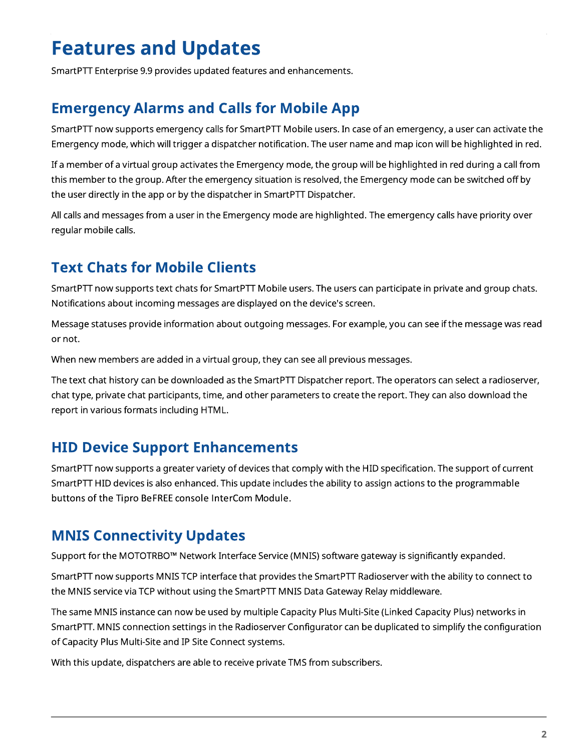# Features and Updates

SmartPTT Enterprise 9.9 provides updated features and enhancements.

## Emergency Alarms and Calls for Mobile App

SmartPTT now supports emergency calls for SmartPTT Mobile users. In case of an emergency, a user can activate the Emergency mode, which will trigger a dispatcher notification. The user name and map icon will be highlighted in red.

If a member of a virtual group activates the Emergency mode, the group will be highlighted in red during a call from this member to the group. After the emergency situation is resolved, the Emergency mode can be switched off by the user directly in the app or by the dispatcher in SmartPTT Dispatcher.

All calls and messages from a user in the Emergency mode are highlighted. The emergency calls have priority over regular mobile calls.

## Text Chats for Mobile Clients

SmartPTT now supports text chats for SmartPTT Mobile users. The users can participate in private and group chats. Notifications about incoming messages are displayed on the device's screen.

Message statuses provide information about outgoing messages. For example, you can see if the message was read or not.

When new members are added in a virtual group, they can see all previous messages.

The text chat history can be downloaded as the SmartPTT Dispatcher report. The operators can select a radioserver, chat type, private chat participants, time, and other parameters to create the report. They can also download the report in various formats including HTML.

## HID Device Support Enhancements

SmartPTT now supports a greater variety of devices that comply with the HID specification. The support of current SmartPTT HID devices is also enhanced. This update includes the ability to assign actions to the programmable buttons of the Tipro BeFREE console InterCom Module.

## MNIS Connectivity Updates

Support for the MOTOTRBO™ Network Interface Service (MNIS) software gateway is significantly expanded.

SmartPTT now supports MNIS TCP interface that provides the SmartPTT Radioserver with the ability to connect to the MNIS service via TCP without using the SmartPTT MNIS Data Gateway Relay middleware.

The same MNIS instance can now be used by multiple Capacity Plus Multi-Site (Linked Capacity Plus) networks in SmartPTT. MNIS connection settings in the Radioserver Configurator can be duplicated to simplify the configuration of Capacity Plus Multi-Site and IP Site Connect systems.

With this update, dispatchers are able to receive private TMS from subscribers.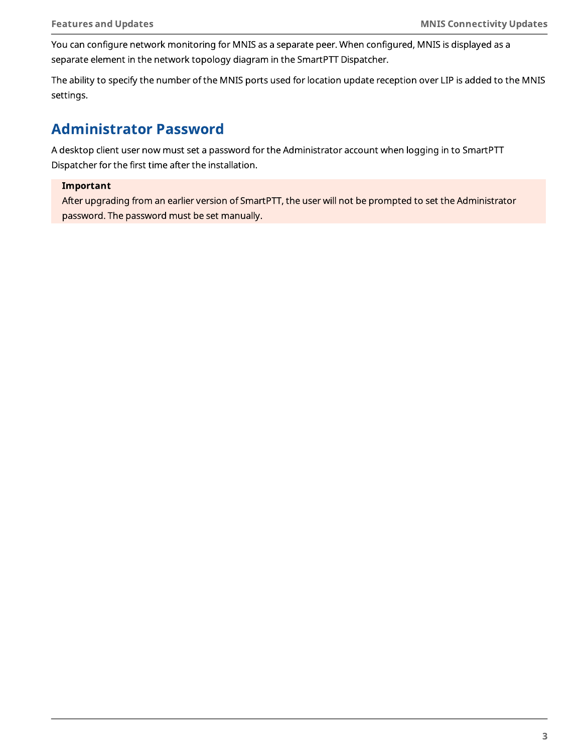You can configure network monitoring for MNIS as a separate peer. When configured, MNIS is displayed as a separate element in the network topology diagram in the SmartPTT Dispatcher.

The ability to specify the number of the MNIS ports used for location update reception over LIP is added to the MNIS settings.

## Administrator Password

A desktop client user now must set a password for the Administrator account when logging in to SmartPTT Dispatcher for the first time after the installation.

> **Important**
>
> After upgrading from an earlier version of SmartPTT, the user will not be prompted to set the Administrator password. The password must be set manually.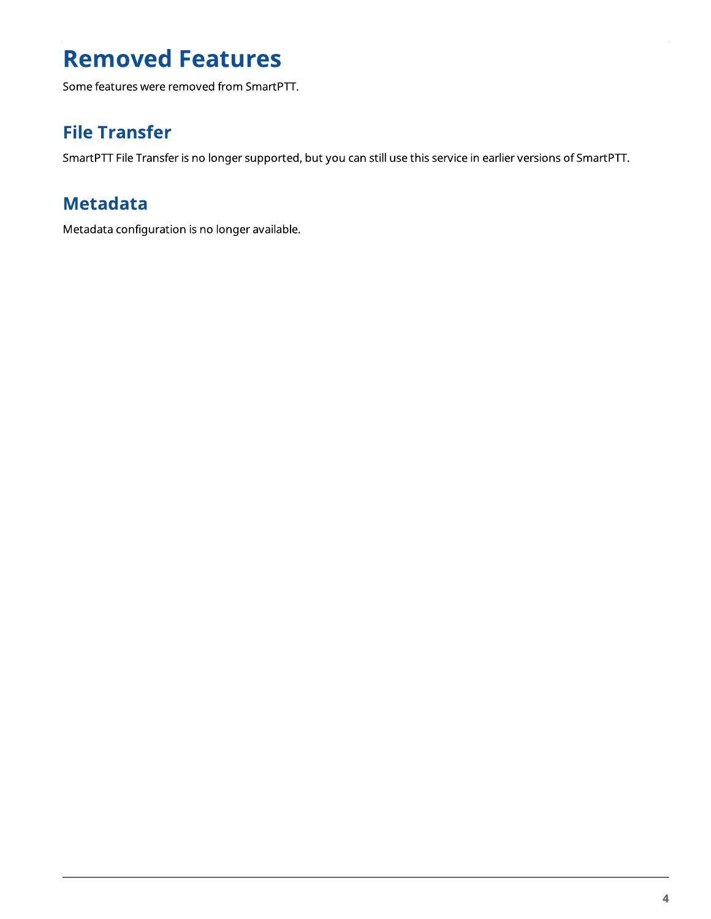# Removed Features

Some features were removed from SmartPTT.

## File Transfer

SmartPTT File Transfer is no longer supported, but you can still use this service in earlier versions of SmartPTT.

## Metadata

Metadata configuration is no longer available.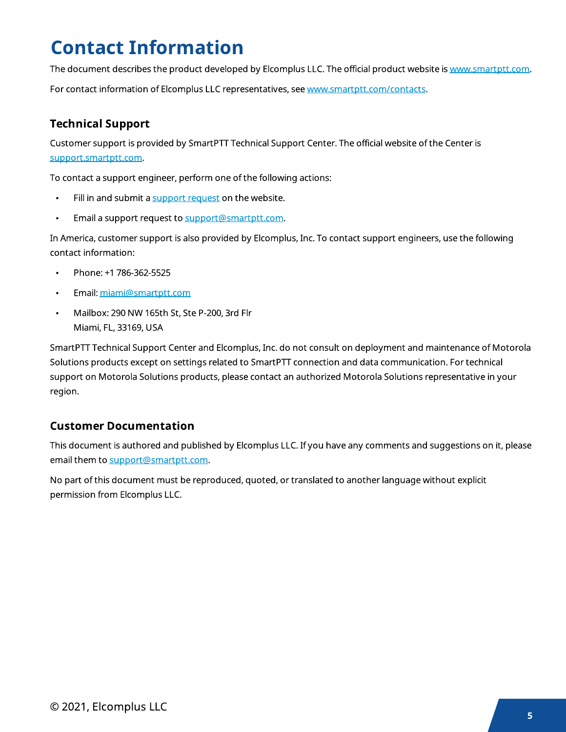# Contact Information

The document describes the product developed by Elcomplus LLC. The official product website is www.smartptt.com.

For contact information of Elcomplus LLC representatives, see www.smartptt.com/contacts.

## Technical Support

Customer support is provided by SmartPTT Technical Support Center. The official website of the Center is support.smartptt.com.

To contact a support engineer, perform one of the following actions:

- Fill in and submit a support request on the website.
- Email a support request to support@smartptt.com.

In America, customer support is also provided by Elcomplus, Inc. To contact support engineers, use the following contact information:

- Phone: +1 786-362-5525
- Email: miami@smartptt.com
- Mailbox: 290 NW 165th St, Ste P-200, 3rd Flr
  Miami, FL, 33169, USA

SmartPTT Technical Support Center and Elcomplus, Inc. do not consult on deployment and maintenance of Motorola Solutions products except on settings related to SmartPTT connection and data communication. For technical support on Motorola Solutions products, please contact an authorized Motorola Solutions representative in your region.

## Customer Documentation

This document is authored and published by Elcomplus LLC. If you have any comments and suggestions on it, please email them to support@smartptt.com.

No part of this document must be reproduced, quoted, or translated to another language without explicit permission from Elcomplus LLC.